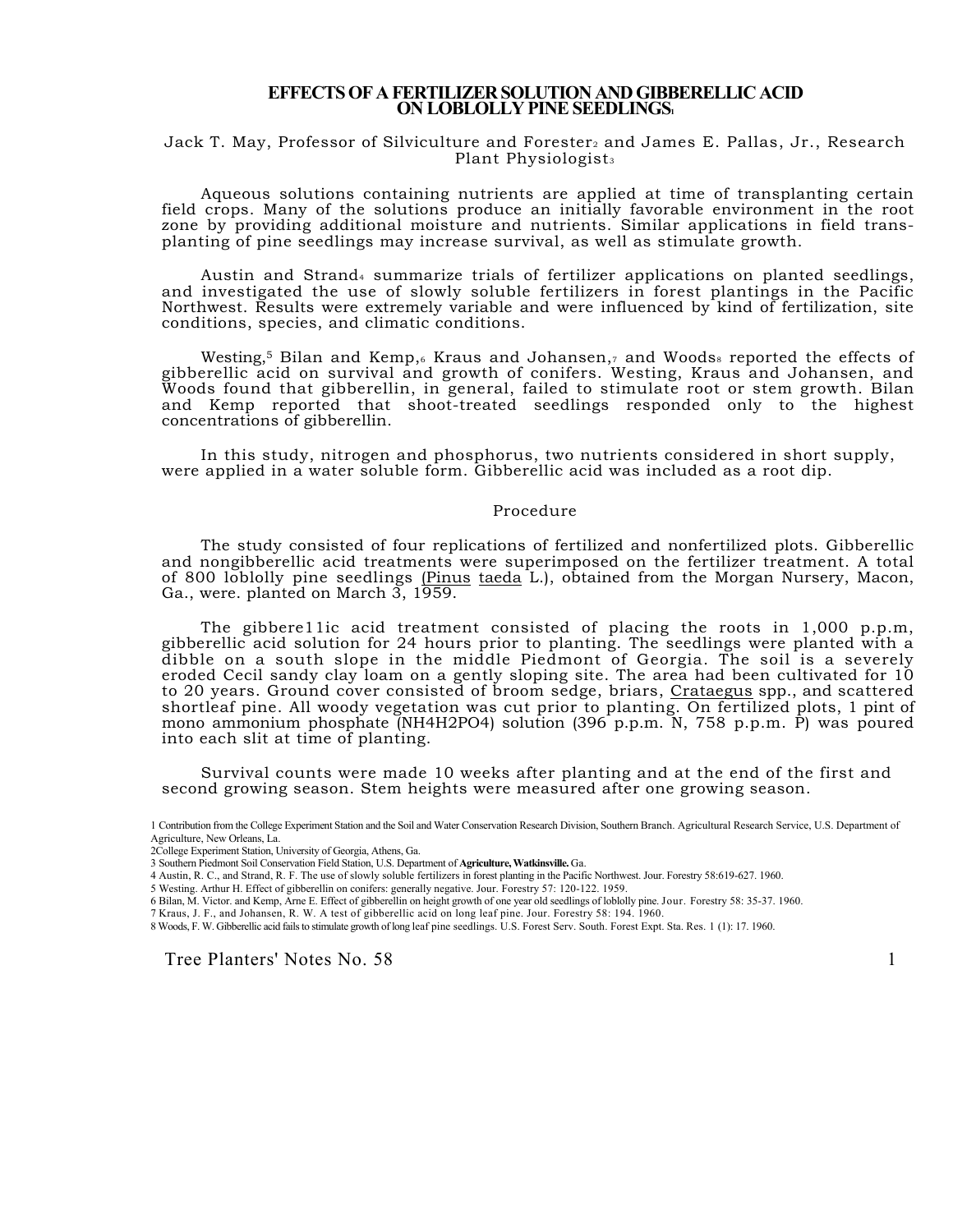# EFFECTS OF A FERTILIZER SOLUTION AND GIBBERELLIC ACID ON LOBLOLLY PINE SEEDLINGS[1]

Jack T. May, Professor of Silviculture and Forester[2] and James E. Pallas, Jr., Research Plant Physiologist[3]

Aqueous solutions containing nutrients are applied at time of transplanting certain field crops. Many of the solutions produce an initially favorable environment in the root zone by providing additional moisture and nutrients. Similar applications in field transplanting of pine seedlings may increase survival, as well as stimulate growth.

Austin and Strand[4] summarize trials of fertilizer applications on planted seedlings, and investigated the use of slowly soluble fertilizers in forest plantings in the Pacific Northwest. Results were extremely variable and were influenced by kind of fertilization, site conditions, species, and climatic conditions.

Westing,[5] Bilan and Kemp,[6] Kraus and Johansen,[7] and Woods[8] reported the effects of gibberellic acid on survival and growth of conifers. Westing, Kraus and Johansen, and Woods found that gibberellin, in general, failed to stimulate root or stem growth. Bilan and Kemp reported that shoot-treated seedlings responded only to the highest concentrations of gibberellin.

In this study, nitrogen and phosphorus, two nutrients considered in short supply, were applied in a water soluble form. Gibberellic acid was included as a root dip.

## Procedure

The study consisted of four replications of fertilized and nonfertilized plots. Gibberellic and nongibberellic acid treatments were superimposed on the fertilizer treatment. A total of 800 loblolly pine seedlings (*Pinus taeda* L.), obtained from the Morgan Nursery, Macon, Ga., were. planted on March 3, 1959.

The gibbere11ic acid treatment consisted of placing the roots in 1,000 p.p.m, gibberellic acid solution for 24 hours prior to planting. The seedlings were planted with a dibble on a south slope in the middle Piedmont of Georgia. The soil is a severely eroded Cecil sandy clay loam on a gently sloping site. The area had been cultivated for 10 to 20 years. Ground cover consisted of broom sedge, briars, *Crataegus* spp., and scattered shortleaf pine. All woody vegetation was cut prior to planting. On fertilized plots, 1 pint of mono ammonium phosphate ($NH_4H_2PO_4$) solution (396 p.p.m. N, 758 p.p.m. P) was poured into each slit at time of planting.

Survival counts were made 10 weeks after planting and at the end of the first and second growing season. Stem heights were measured after one growing season.

---

1 Contribution from the College Experiment Station and the Soil and Water Conservation Research Division, Southern Branch. Agricultural Research Service, U.S. Department of Agriculture, New Orleans, La.

2 College Experiment Station, University of Georgia, Athens, Ga.

3 Southern Piedmont Soil Conservation Field Station, U.S. Department of **Agriculture, Watkinsville.** Ga.

4 Austin, R. C., and Strand, R. F. The use of slowly soluble fertilizers in forest planting in the Pacific Northwest. Jour. Forestry 58:619-627. 1960.

5 Westing. Arthur H. Effect of gibberellin on conifers: generally negative. Jour. Forestry 57: 120-122. 1959.

6 Bilan, M. Victor. and Kemp, Arne E. Effect of gibberellin on height growth of one year old seedlings of loblolly pine. Jour. Forestry 58: 35-37. 1960.

7 Kraus, J. F., and Johansen, R. W. A test of gibberellic acid on long leaf pine. Jour. Forestry 58: 194. 1960.

8 Woods, F. W. Gibberellic acid fails to stimulate growth of long leaf pine seedlings. U.S. Forest Serv. South. Forest Expt. Sta. Res. 1 (1): 17. 1960.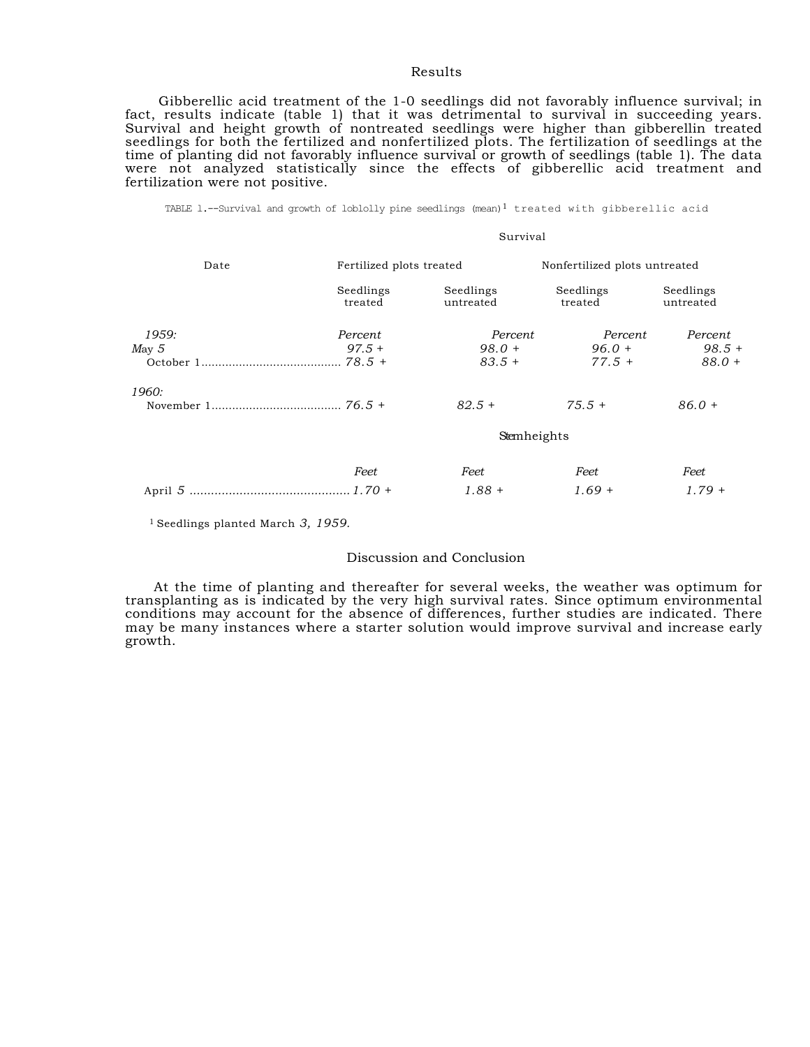## Results

Gibberellic acid treatment of the 1-0 seedlings did not favorably influence survival; in fact, results indicate (table 1) that it was detrimental to survival in succeeding years. Survival and height growth of nontreated seedlings were higher than gibberellin treated seedlings for both the fertilized and nonfertilized plots. The fertilization of seedlings at the time of planting did not favorably influence survival or growth of seedlings (table 1). The data were not analyzed statistically since the effects of gibberellic acid treatment and fertilization were not positive.

TABLE 1.--Survival and growth of loblolly pine seedlings (mean)[1] treated with gibberellic acid

| | Survival | | | |
|---|---|---|---|---|
| Date | Fertilized plots treated | | Nonfertilized plots untreated | |
| | Seedlings treated | Seedlings untreated | Seedlings treated | Seedlings untreated |
| *1959:* | *Percent* | *Percent* | *Percent* | *Percent* |
| May 5 | 97.5 + | 98.0 + | 96.0 + | 98.5 + |
| October 1 | 78.5 + | 83.5 + | 77.5 + | 88.0 + |
| *1960:* | | | | |
| November 1 | 76.5 + | 82.5 + | 75.5 + | 86.0 + |
| | Stem heights | | | |
| | *Feet* | *Feet* | *Feet* | *Feet* |
| April 5 | 1.70 + | 1.88 + | 1.69 + | 1.79 + |

[1] Seedlings planted March 3, 1959.

## Discussion and Conclusion

At the time of planting and thereafter for several weeks, the weather was optimum for transplanting as is indicated by the very high survival rates. Since optimum environmental conditions may account for the absence of differences, further studies are indicated. There may be many instances where a starter solution would improve survival and increase early growth.